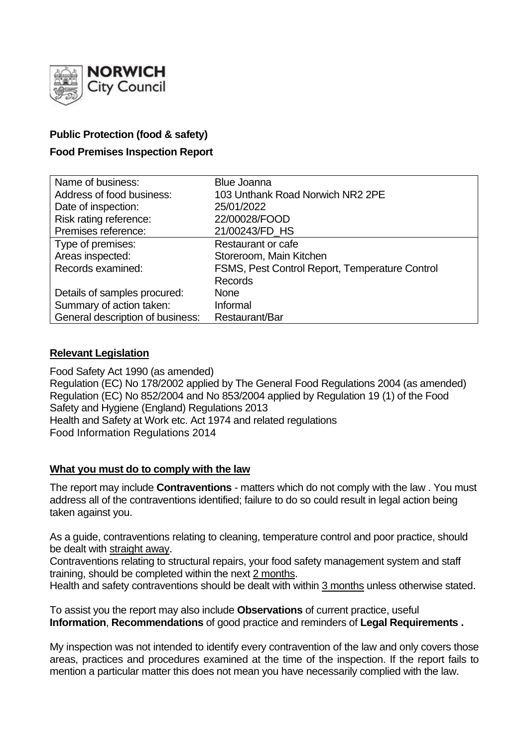**Public Protection (food & safety)**

**Food Premises Inspection Report**

| Name of business: | Blue Joanna |
|---|---|
| Address of food business: | 103 Unthank Road Norwich NR2 2PE |
| Date of inspection: | 25/01/2022 |
| Risk rating reference: | 22/00028/FOOD |
| Premises reference: | 21/00243/FD_HS |
| Type of premises: | Restaurant or cafe |
| Areas inspected: | Storeroom, Main Kitchen |
| Records examined: | FSMS, Pest Control Report, Temperature Control Records |
| Details of samples procured: | None |
| Summary of action taken: | Informal |
| General description of business: | Restaurant/Bar |

## Relevant Legislation

Food Safety Act 1990 (as amended)
Regulation (EC) No 178/2002 applied by The General Food Regulations 2004 (as amended)
Regulation (EC) No 852/2004 and No 853/2004 applied by Regulation 19 (1) of the Food Safety and Hygiene (England) Regulations 2013
Health and Safety at Work etc. Act 1974 and related regulations
Food Information Regulations 2014

## What you must do to comply with the law

The report may include **Contraventions** - matters which do not comply with the law . You must address all of the contraventions identified; failure to do so could result in legal action being taken against you.

As a guide, contraventions relating to cleaning, temperature control and poor practice, should be dealt with straight away.

Contraventions relating to structural repairs, your food safety management system and staff training, should be completed within the next 2 months.

Health and safety contraventions should be dealt with within 3 months unless otherwise stated.

To assist you the report may also include **Observations** of current practice, useful **Information**, **Recommendations** of good practice and reminders of **Legal Requirements .**

My inspection was not intended to identify every contravention of the law and only covers those areas, practices and procedures examined at the time of the inspection. If the report fails to mention a particular matter this does not mean you have necessarily complied with the law.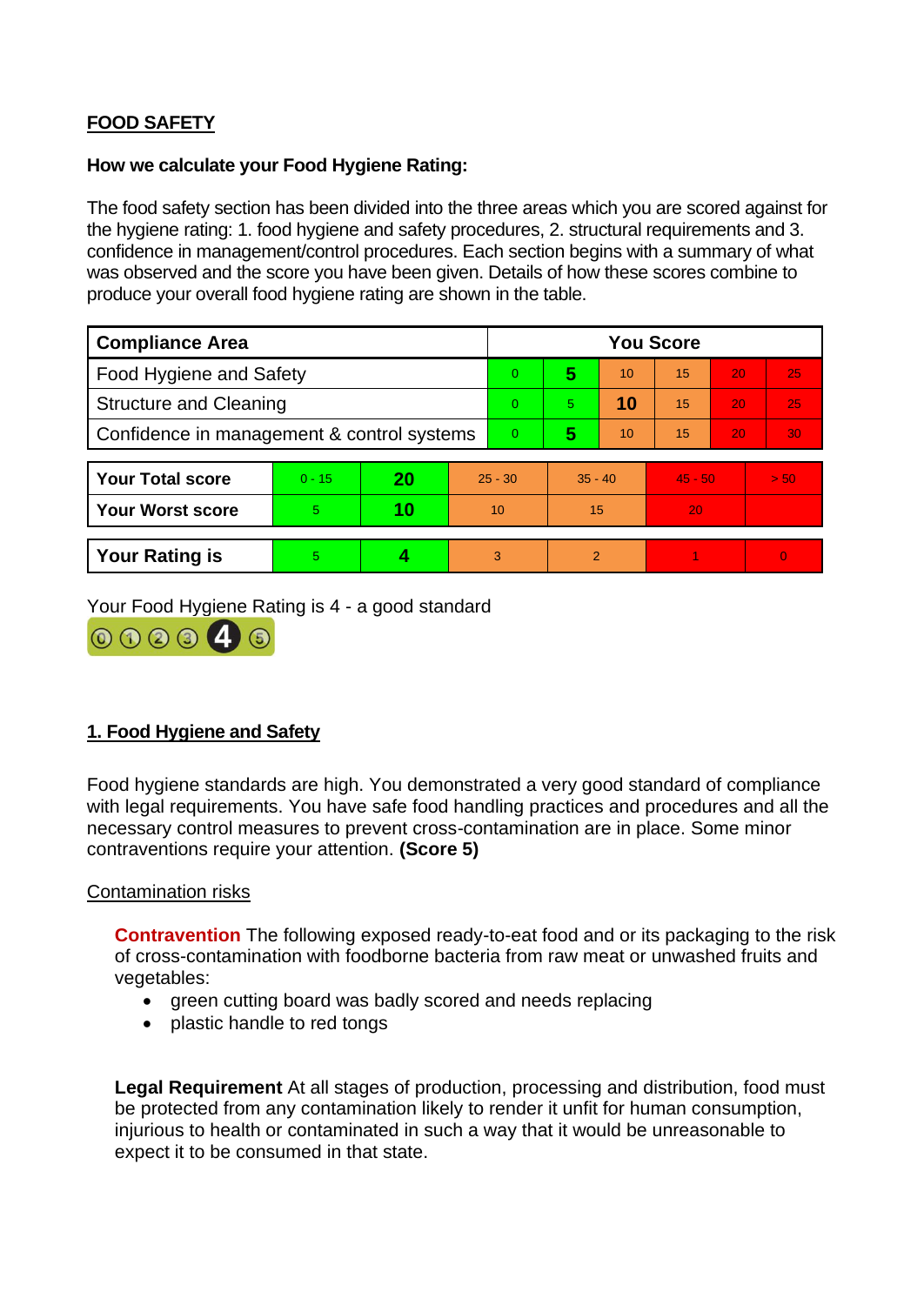**FOOD SAFETY**

**How we calculate your Food Hygiene Rating:**

The food safety section has been divided into the three areas which you are scored against for the hygiene rating: 1. food hygiene and safety procedures, 2. structural requirements and 3. confidence in management/control procedures. Each section begins with a summary of what was observed and the score you have been given. Details of how these scores combine to produce your overall food hygiene rating are shown in the table.

| Compliance Area | You Score | | | | | |
|---|---|---|---|---|---|---|
| Food Hygiene and Safety | 0 | **5** | 10 | 15 | 20 | 25 |
| Structure and Cleaning | 0 | 5 | **10** | 15 | 20 | 25 |
| Confidence in management & control systems | 0 | **5** | 10 | 15 | 20 | 30 |

| | | | | | | |
|---|---|---|---|---|---|---|
| **Your Total score** | 0 - 15 | **20** | 25 - 30 | 35 - 40 | 45 - 50 | > 50 |
| **Your Worst score** | 5 | **10** | 10 | 15 | 20 | |

| | | | | | | |
|---|---|---|---|---|---|---|
| **Your Rating is** | 5 | **4** | 3 | 2 | 1 | 0 |

Your Food Hygiene Rating is 4 - a good standard

## 1. Food Hygiene and Safety

Food hygiene standards are high. You demonstrated a very good standard of compliance with legal requirements. You have safe food handling practices and procedures and all the necessary control measures to prevent cross-contamination are in place. Some minor contraventions require your attention. **(Score 5)**

Contamination risks

**Contravention** The following exposed ready-to-eat food and or its packaging to the risk of cross-contamination with foodborne bacteria from raw meat or unwashed fruits and vegetables:

- green cutting board was badly scored and needs replacing
- plastic handle to red tongs

**Legal Requirement** At all stages of production, processing and distribution, food must be protected from any contamination likely to render it unfit for human consumption, injurious to health or contaminated in such a way that it would be unreasonable to expect it to be consumed in that state.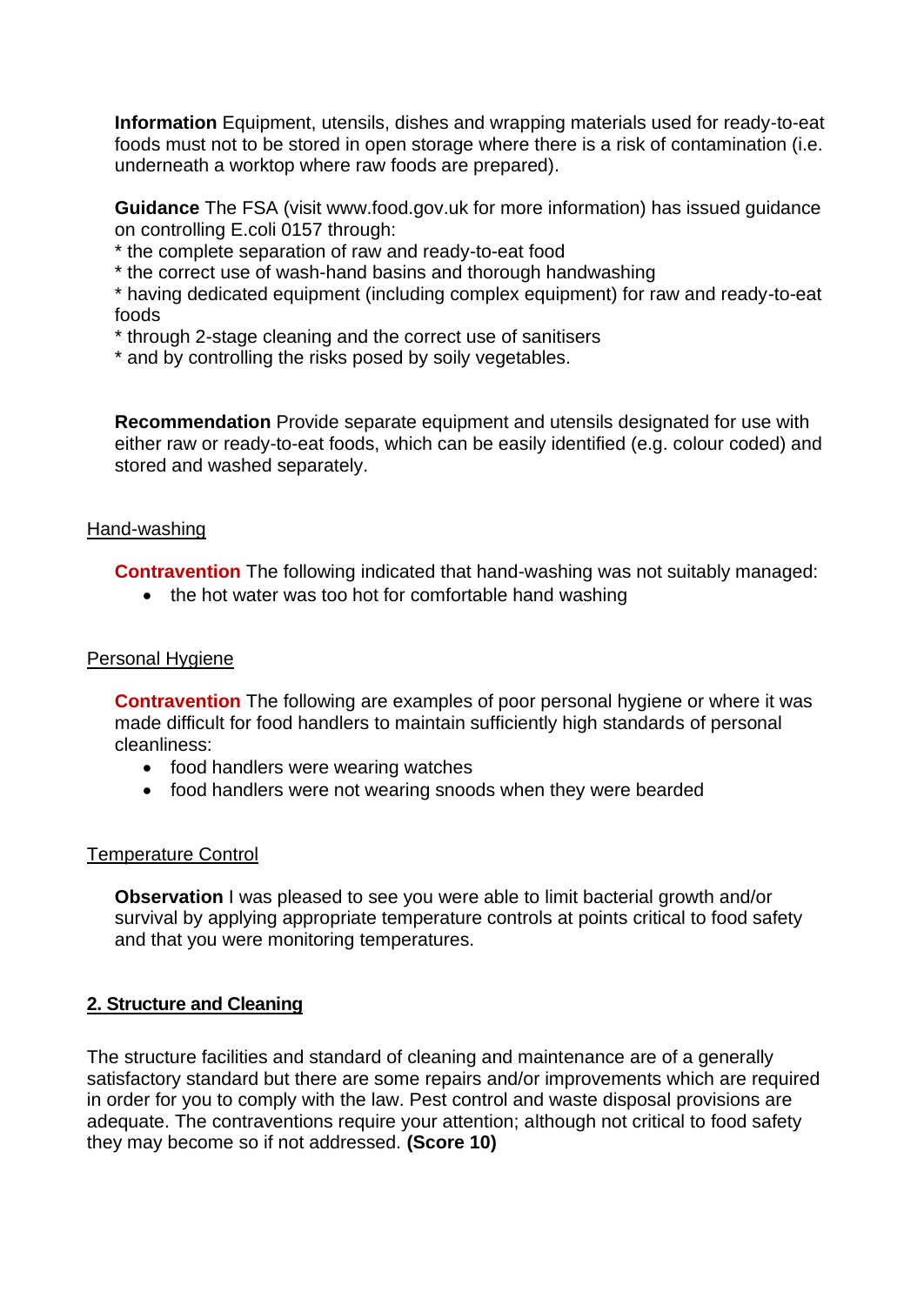**Information** Equipment, utensils, dishes and wrapping materials used for ready-to-eat foods must not to be stored in open storage where there is a risk of contamination (i.e. underneath a worktop where raw foods are prepared).

**Guidance** The FSA (visit www.food.gov.uk for more information) has issued guidance on controlling E.coli 0157 through:
* the complete separation of raw and ready-to-eat food
* the correct use of wash-hand basins and thorough handwashing
* having dedicated equipment (including complex equipment) for raw and ready-to-eat foods
* through 2-stage cleaning and the correct use of sanitisers
* and by controlling the risks posed by soily vegetables.

**Recommendation** Provide separate equipment and utensils designated for use with either raw or ready-to-eat foods, which can be easily identified (e.g. colour coded) and stored and washed separately.

Hand-washing

**Contravention** The following indicated that hand-washing was not suitably managed:

- the hot water was too hot for comfortable hand washing

Personal Hygiene

**Contravention** The following are examples of poor personal hygiene or where it was made difficult for food handlers to maintain sufficiently high standards of personal cleanliness:

- food handlers were wearing watches
- food handlers were not wearing snoods when they were bearded

Temperature Control

**Observation** I was pleased to see you were able to limit bacterial growth and/or survival by applying appropriate temperature controls at points critical to food safety and that you were monitoring temperatures.

## 2. Structure and Cleaning

The structure facilities and standard of cleaning and maintenance are of a generally satisfactory standard but there are some repairs and/or improvements which are required in order for you to comply with the law. Pest control and waste disposal provisions are adequate. The contraventions require your attention; although not critical to food safety they may become so if not addressed. **(Score 10)**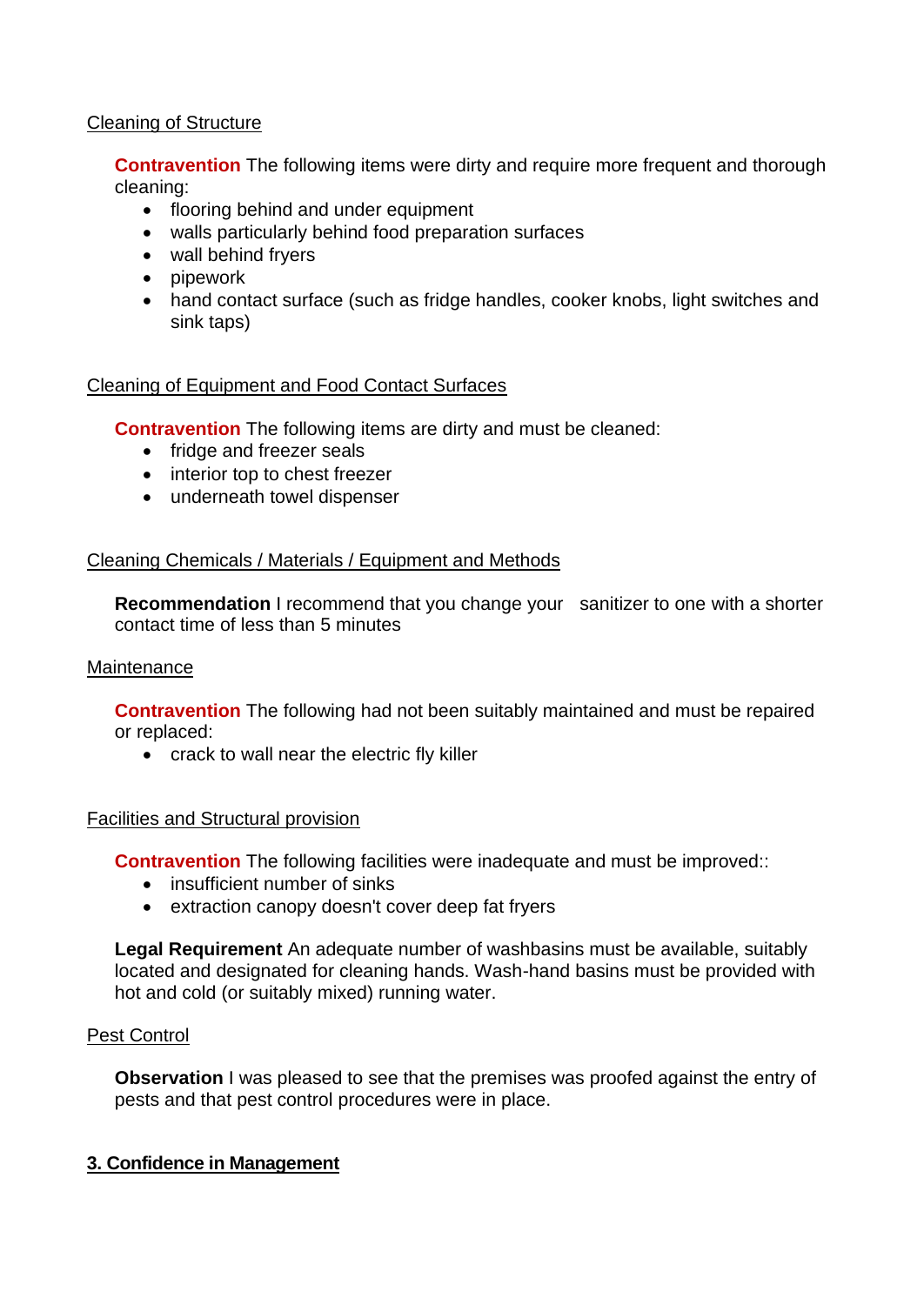Cleaning of Structure

**Contravention** The following items were dirty and require more frequent and thorough cleaning:

- flooring behind and under equipment
- walls particularly behind food preparation surfaces
- wall behind fryers
- pipework
- hand contact surface (such as fridge handles, cooker knobs, light switches and sink taps)

Cleaning of Equipment and Food Contact Surfaces

**Contravention** The following items are dirty and must be cleaned:

- fridge and freezer seals
- interior top to chest freezer
- underneath towel dispenser

Cleaning Chemicals / Materials / Equipment and Methods

**Recommendation** I recommend that you change your sanitizer to one with a shorter contact time of less than 5 minutes

Maintenance

**Contravention** The following had not been suitably maintained and must be repaired or replaced:

- crack to wall near the electric fly killer

Facilities and Structural provision

**Contravention** The following facilities were inadequate and must be improved::

- insufficient number of sinks
- extraction canopy doesn't cover deep fat fryers

**Legal Requirement** An adequate number of washbasins must be available, suitably located and designated for cleaning hands. Wash-hand basins must be provided with hot and cold (or suitably mixed) running water.

Pest Control

**Observation** I was pleased to see that the premises was proofed against the entry of pests and that pest control procedures were in place.

## 3. Confidence in Management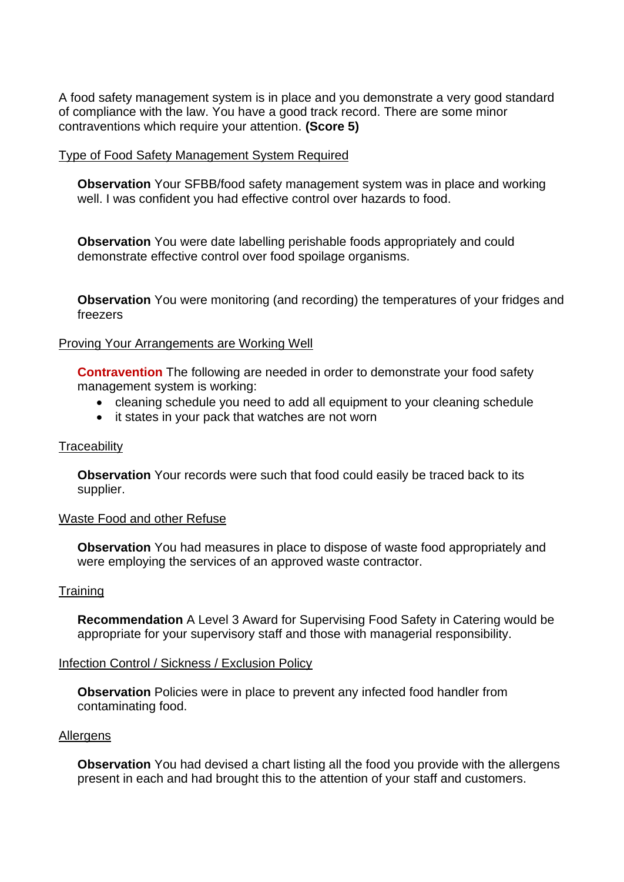A food safety management system is in place and you demonstrate a very good standard of compliance with the law. You have a good track record. There are some minor contraventions which require your attention. **(Score 5)**

Type of Food Safety Management System Required

**Observation** Your SFBB/food safety management system was in place and working well. I was confident you had effective control over hazards to food.

**Observation** You were date labelling perishable foods appropriately and could demonstrate effective control over food spoilage organisms.

**Observation** You were monitoring (and recording) the temperatures of your fridges and freezers

Proving Your Arrangements are Working Well

**Contravention** The following are needed in order to demonstrate your food safety management system is working:

- cleaning schedule you need to add all equipment to your cleaning schedule
- it states in your pack that watches are not worn

Traceability

**Observation** Your records were such that food could easily be traced back to its supplier.

Waste Food and other Refuse

**Observation** You had measures in place to dispose of waste food appropriately and were employing the services of an approved waste contractor.

Training

**Recommendation** A Level 3 Award for Supervising Food Safety in Catering would be appropriate for your supervisory staff and those with managerial responsibility.

Infection Control / Sickness / Exclusion Policy

**Observation** Policies were in place to prevent any infected food handler from contaminating food.

Allergens

**Observation** You had devised a chart listing all the food you provide with the allergens present in each and had brought this to the attention of your staff and customers.